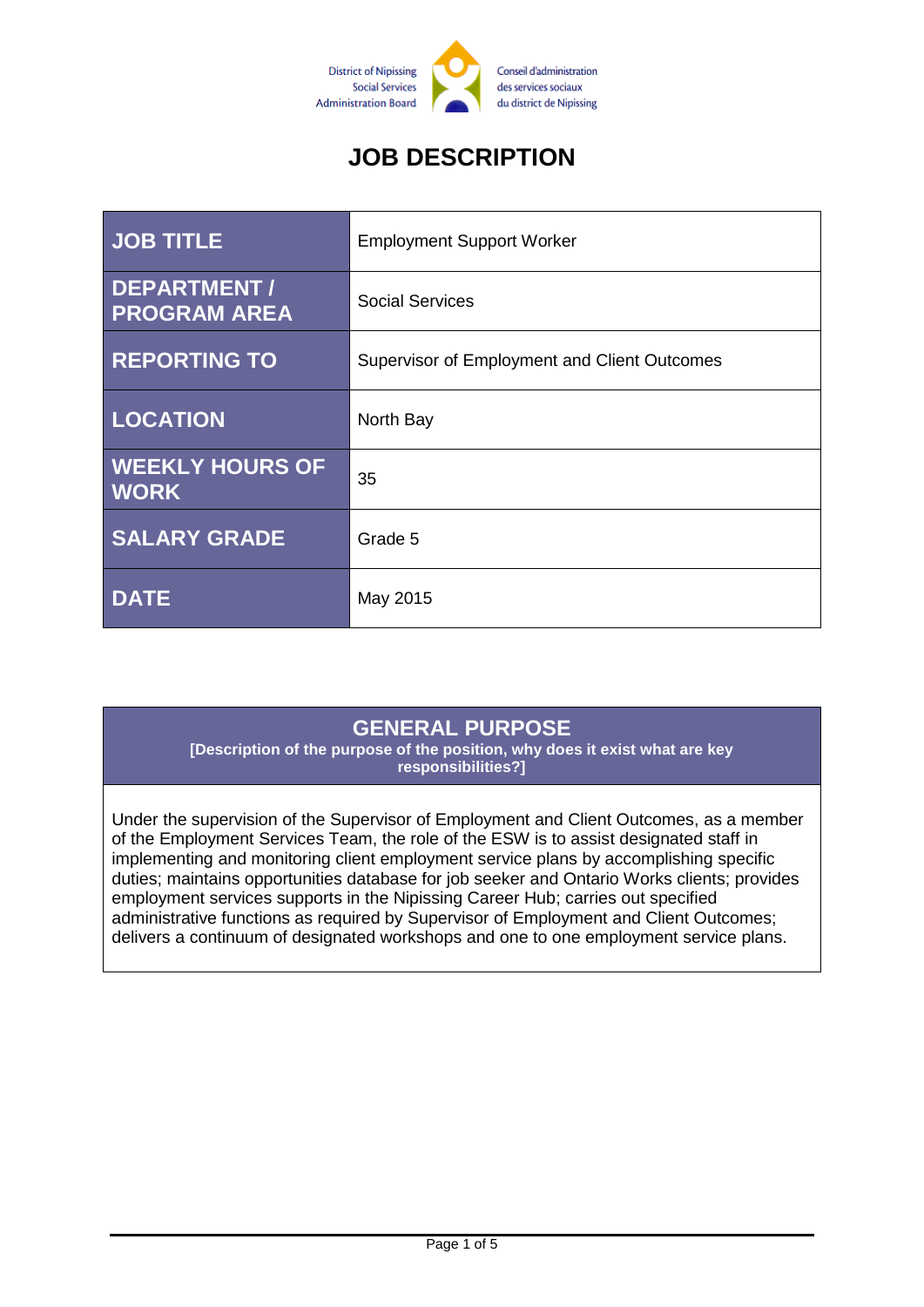District of Nipissing Social Services Administration Board

Conseil d'administration des services sociaux du district de Nipissing

# JOB DESCRIPTION

| JOB TITLE | Employment Support Worker |
|---|---|
| DEPARTMENT / PROGRAM AREA | Social Services |
| REPORTING TO | Supervisor of Employment and Client Outcomes |
| LOCATION | North Bay |
| WEEKLY HOURS OF WORK | 35 |
| SALARY GRADE | Grade 5 |
| DATE | May 2015 |

## GENERAL PURPOSE

**[Description of the purpose of the position, why does it exist what are key responsibilities?]**

Under the supervision of the Supervisor of Employment and Client Outcomes, as a member of the Employment Services Team, the role of the ESW is to assist designated staff in implementing and monitoring client employment service plans by accomplishing specific duties; maintains opportunities database for job seeker and Ontario Works clients; provides employment services supports in the Nipissing Career Hub; carries out specified administrative functions as required by Supervisor of Employment and Client Outcomes; delivers a continuum of designated workshops and one to one employment service plans.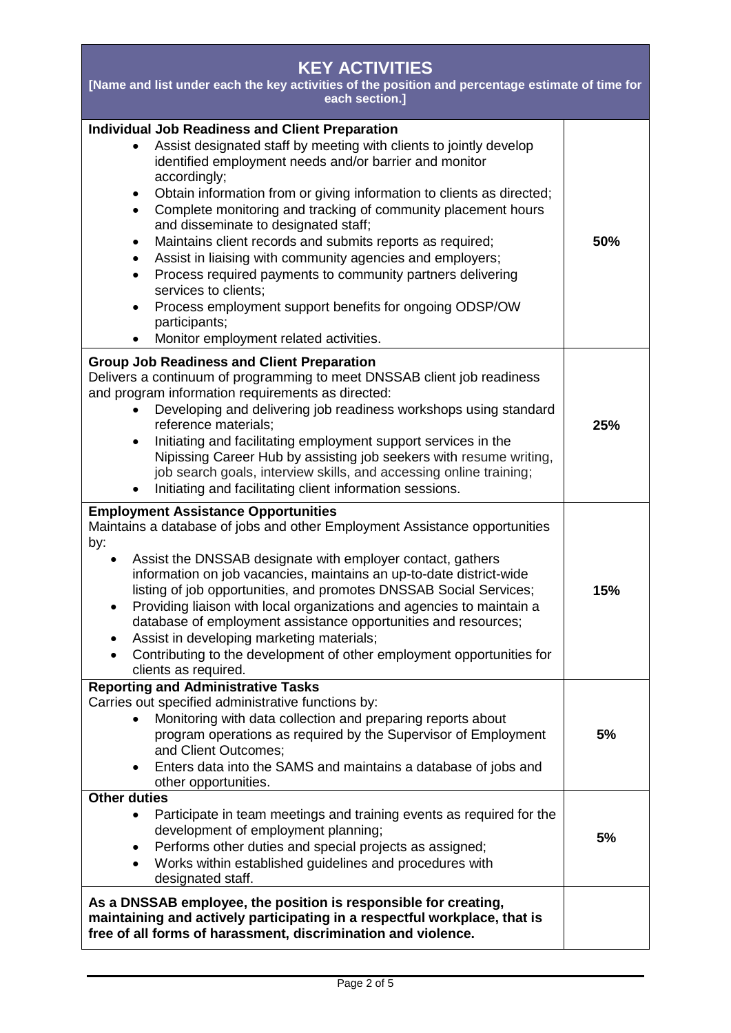| KEY ACTIVITIES<br>[Name and list under each the key activities of the position and percentage estimate of time for each section.] | |
|---|---|
| **Individual Job Readiness and Client Preparation**<br>• Assist designated staff by meeting with clients to jointly develop identified employment needs and/or barrier and monitor accordingly;<br>• Obtain information from or giving information to clients as directed;<br>• Complete monitoring and tracking of community placement hours and disseminate to designated staff;<br>• Maintains client records and submits reports as required;<br>• Assist in liaising with community agencies and employers;<br>• Process required payments to community partners delivering services to clients;<br>• Process employment support benefits for ongoing ODSP/OW participants;<br>• Monitor employment related activities. | **50%** |
| **Group Job Readiness and Client Preparation**<br>Delivers a continuum of programming to meet DNSSAB client job readiness and program information requirements as directed:<br>• Developing and delivering job readiness workshops using standard reference materials;<br>• Initiating and facilitating employment support services in the Nipissing Career Hub by assisting job seekers with resume writing, job search goals, interview skills, and accessing online training;<br>• Initiating and facilitating client information sessions. | **25%** |
| **Employment Assistance Opportunities**<br>Maintains a database of jobs and other Employment Assistance opportunities by:<br>• Assist the DNSSAB designate with employer contact, gathers information on job vacancies, maintains an up-to-date district-wide listing of job opportunities, and promotes DNSSAB Social Services;<br>• Providing liaison with local organizations and agencies to maintain a database of employment assistance opportunities and resources;<br>• Assist in developing marketing materials;<br>• Contributing to the development of other employment opportunities for clients as required. | **15%** |
| **Reporting and Administrative Tasks**<br>Carries out specified administrative functions by:<br>• Monitoring with data collection and preparing reports about program operations as required by the Supervisor of Employment and Client Outcomes;<br>• Enters data into the SAMS and maintains a database of jobs and other opportunities. | **5%** |
| **Other duties**<br>• Participate in team meetings and training events as required for the development of employment planning;<br>• Performs other duties and special projects as assigned;<br>• Works within established guidelines and procedures with designated staff. | **5%** |
| **As a DNSSAB employee, the position is responsible for creating, maintaining and actively participating in a respectful workplace, that is free of all forms of harassment, discrimination and violence.** | |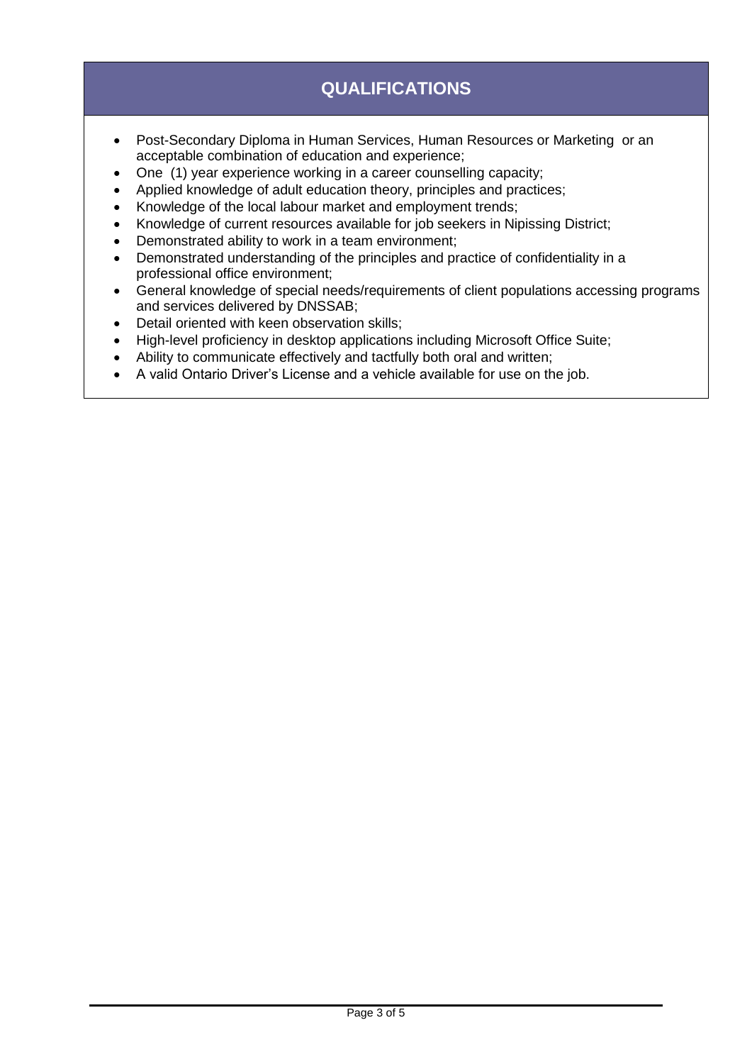## QUALIFICATIONS

- Post-Secondary Diploma in Human Services, Human Resources or Marketing or an acceptable combination of education and experience;
- One (1) year experience working in a career counselling capacity;
- Applied knowledge of adult education theory, principles and practices;
- Knowledge of the local labour market and employment trends;
- Knowledge of current resources available for job seekers in Nipissing District;
- Demonstrated ability to work in a team environment;
- Demonstrated understanding of the principles and practice of confidentiality in a professional office environment;
- General knowledge of special needs/requirements of client populations accessing programs and services delivered by DNSSAB;
- Detail oriented with keen observation skills;
- High-level proficiency in desktop applications including Microsoft Office Suite;
- Ability to communicate effectively and tactfully both oral and written;
- A valid Ontario Driver's License and a vehicle available for use on the job.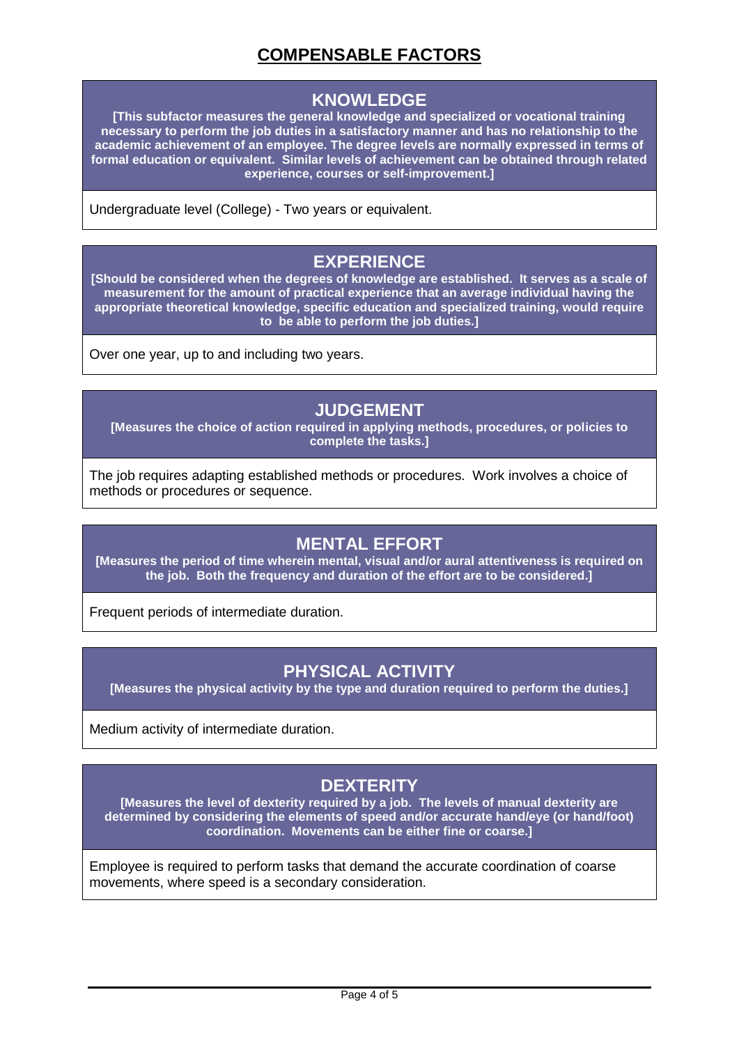# COMPENSABLE FACTORS

## KNOWLEDGE

**[This subfactor measures the general knowledge and specialized or vocational training necessary to perform the job duties in a satisfactory manner and has no relationship to the academic achievement of an employee. The degree levels are normally expressed in terms of formal education or equivalent. Similar levels of achievement can be obtained through related experience, courses or self-improvement.]**

Undergraduate level (College) - Two years or equivalent.

## EXPERIENCE

**[Should be considered when the degrees of knowledge are established. It serves as a scale of measurement for the amount of practical experience that an average individual having the appropriate theoretical knowledge, specific education and specialized training, would require to be able to perform the job duties.]**

Over one year, up to and including two years.

## JUDGEMENT

**[Measures the choice of action required in applying methods, procedures, or policies to complete the tasks.]**

The job requires adapting established methods or procedures. Work involves a choice of methods or procedures or sequence.

## MENTAL EFFORT

**[Measures the period of time wherein mental, visual and/or aural attentiveness is required on the job. Both the frequency and duration of the effort are to be considered.]**

Frequent periods of intermediate duration.

## PHYSICAL ACTIVITY

**[Measures the physical activity by the type and duration required to perform the duties.]**

Medium activity of intermediate duration.

## DEXTERITY

**[Measures the level of dexterity required by a job. The levels of manual dexterity are determined by considering the elements of speed and/or accurate hand/eye (or hand/foot) coordination. Movements can be either fine or coarse.]**

Employee is required to perform tasks that demand the accurate coordination of coarse movements, where speed is a secondary consideration.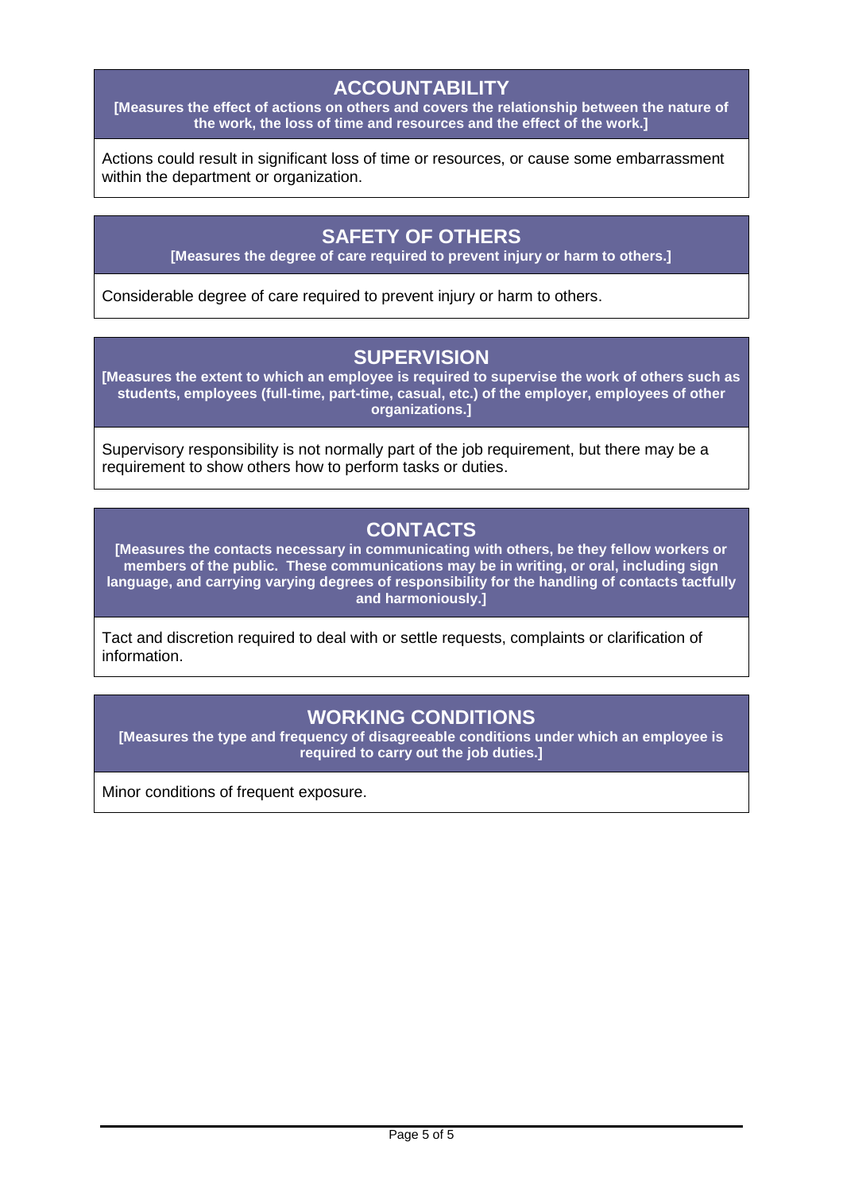## ACCOUNTABILITY

**[Measures the effect of actions on others and covers the relationship between the nature of the work, the loss of time and resources and the effect of the work.]**

Actions could result in significant loss of time or resources, or cause some embarrassment within the department or organization.

## SAFETY OF OTHERS

**[Measures the degree of care required to prevent injury or harm to others.]**

Considerable degree of care required to prevent injury or harm to others.

## SUPERVISION

**[Measures the extent to which an employee is required to supervise the work of others such as students, employees (full-time, part-time, casual, etc.) of the employer, employees of other organizations.]**

Supervisory responsibility is not normally part of the job requirement, but there may be a requirement to show others how to perform tasks or duties.

## CONTACTS

**[Measures the contacts necessary in communicating with others, be they fellow workers or members of the public. These communications may be in writing, or oral, including sign language, and carrying varying degrees of responsibility for the handling of contacts tactfully and harmoniously.]**

Tact and discretion required to deal with or settle requests, complaints or clarification of information.

## WORKING CONDITIONS

**[Measures the type and frequency of disagreeable conditions under which an employee is required to carry out the job duties.]**

Minor conditions of frequent exposure.